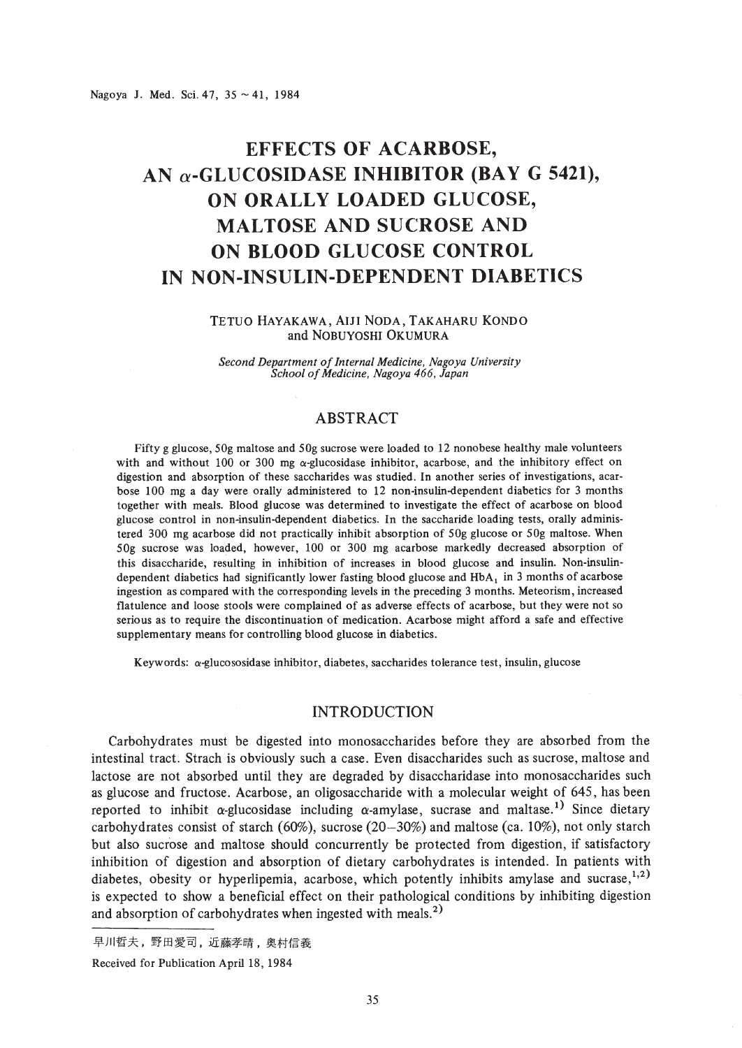# EFFECTS OF ACARBOSE, AN α-GLUCOSIDASE INHIBITOR (BAY G 5421), ON ORALLY LOADED GLUCOSE, MALTOSE AND SUCROSE AND ON BLOOD GLUCOSE CONTROL IN NON-INSULIN-DEPENDENT DIABETICS

TETUO HAYAKAWA, AIJI NODA, TAKAHARU KONDO and NOBUYOSHI OKUMURA

*Second Department of Internal Medicine, Nagoya University School of Medicine, Nagoya 466, Japan*

## ABSTRACT

Fifty g glucose, 50g maltose and 50g sucrose were loaded to 12 nonobese healthy male volunteers with and without 100 or 300 mg α-glucosidase inhibitor, acarbose, and the inhibitory effect on digestion and absorption of these saccharides was studied. In another series of investigations, acarbose 100 mg a day were orally administered to 12 non-insulin-dependent diabetics for 3 months together with meals. Blood glucose was determined to investigate the effect of acarbose on blood glucose control in non-insulin-dependent diabetics. In the saccharide loading tests, orally administered 300 mg acarbose did not practically inhibit absorption of 50g glucose or 50g maltose. When 50g sucrose was loaded, however, 100 or 300 mg acarbose markedly decreased absorption of this disaccharide, resulting in inhibition of increases in blood glucose and insulin. Non-insulin-dependent diabetics had significantly lower fasting blood glucose and $HbA_1$ in 3 months of acarbose ingestion as compared with the corresponding levels in the preceding 3 months. Meteorism, increased flatulence and loose stools were complained of as adverse effects of acarbose, but they were not so serious as to require the discontinuation of medication. Acarbose might afford a safe and effective supplementary means for controlling blood glucose in diabetics.

Keywords: α-glucososidase inhibitor, diabetes, saccharides tolerance test, insulin, glucose

## INTRODUCTION

Carbohydrates must be digested into monosaccharides before they are absorbed from the intestinal tract. Strach is obviously such a case. Even disaccharides such as sucrose, maltose and lactose are not absorbed until they are degraded by disaccharidase into monosaccharides such as glucose and fructose. Acarbose, an oligosaccharide with a molecular weight of 645, has been reported to inhibit α-glucosidase including α-amylase, sucrase and maltase.[1] Since dietary carbohydrates consist of starch (60%), sucrose (20–30%) and maltose (ca. 10%), not only starch but also sucrose and maltose should concurrently be protected from digestion, if satisfactory inhibition of digestion and absorption of dietary carbohydrates is intended. In patients with diabetes, obesity or hyperlipemia, acarbose, which potently inhibits amylase and sucrase,[1,2] is expected to show a beneficial effect on their pathological conditions by inhibiting digestion and absorption of carbohydrates when ingested with meals.[2]

早川哲夫，野田愛司，近藤孝晴，奥村信義

Received for Publication April 18, 1984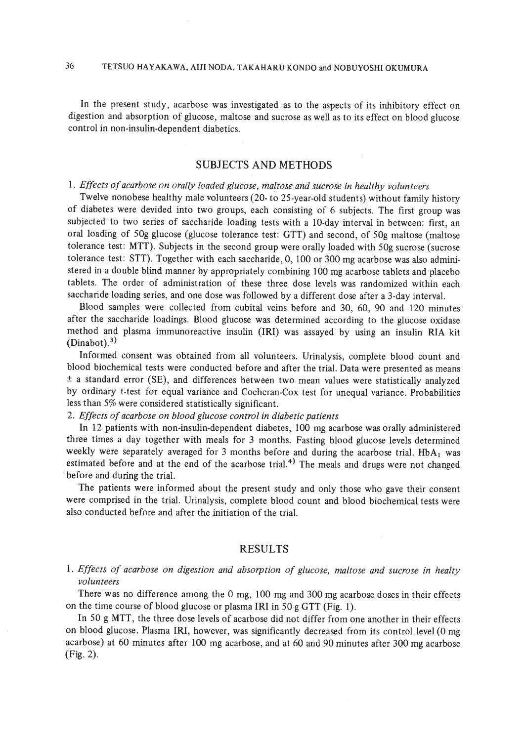In the present study, acarbose was investigated as to the aspects of its inhibitory effect on digestion and absorption of glucose, maltose and sucrose as well as to its effect on blood glucose control in non-insulin-dependent diabetics.

## SUBJECTS AND METHODS

1. *Effects of acarbose on orally loaded glucose, maltose and sucrose in healthy volunteers*

Twelve nonobese healthy male volunteers (20- to 25-year-old students) without family history of diabetes were devided into two groups, each consisting of 6 subjects. The first group was subjected to two series of saccharide loading tests with a 10-day interval in between: first, an oral loading of 50g glucose (glucose tolerance test: GTT) and second, of 50g maltose (maltose tolerance test: MTT). Subjects in the second group were orally loaded with 50g sucrose (sucrose tolerance test: STT). Together with each saccharide, 0, 100 or 300 mg acarbose was also administered in a double blind manner by appropriately combining 100 mg acarbose tablets and placebo tablets. The order of administration of these three dose levels was randomized within each saccharide loading series, and one dose was followed by a different dose after a 3-day interval.

Blood samples were collected from cubital veins before and 30, 60, 90 and 120 minutes after the saccharide loadings. Blood glucose was determined according to the glucose oxidase method and plasma immunoreactive insulin (IRI) was assayed by using an insulin RIA kit (Dinabot).[3]

Informed consent was obtained from all volunteers. Urinalysis, complete blood count and blood biochemical tests were conducted before and after the trial. Data were presented as means ± a standard error (SE), and differences between two mean values were statistically analyzed by ordinary t-test for equal variance and Cochcran-Cox test for unequal variance. Probabilities less than 5% were considered statistically significant.

2. *Effects of acarbose on blood glucose control in diabetic patients*

In 12 patients with non-insulin-dependent diabetes, 100 mg acarbose was orally administered three times a day together with meals for 3 months. Fasting blood glucose levels determined weekly were separately averaged for 3 months before and during the acarbose trial. $HbA_1$ was estimated before and at the end of the acarbose trial.[4] The meals and drugs were not changed before and during the trial.

The patients were informed about the present study and only those who gave their consent were comprised in the trial. Urinalysis, complete blood count and blood biochemical tests were also conducted before and after the initiation of the trial.

## RESULTS

1. *Effects of acarbose on digestion and absorption of glucose, maltose and sucrose in healty volunteers*

There was no difference among the 0 mg, 100 mg and 300 mg acarbose doses in their effects on the time course of blood glucose or plasma IRI in 50 g GTT (Fig. 1).

In 50 g MTT, the three dose levels of acarbose did not differ from one another in their effects on blood glucose. Plasma IRI, however, was significantly decreased from its control level (0 mg acarbose) at 60 minutes after 100 mg acarbose, and at 60 and 90 minutes after 300 mg acarbose (Fig. 2).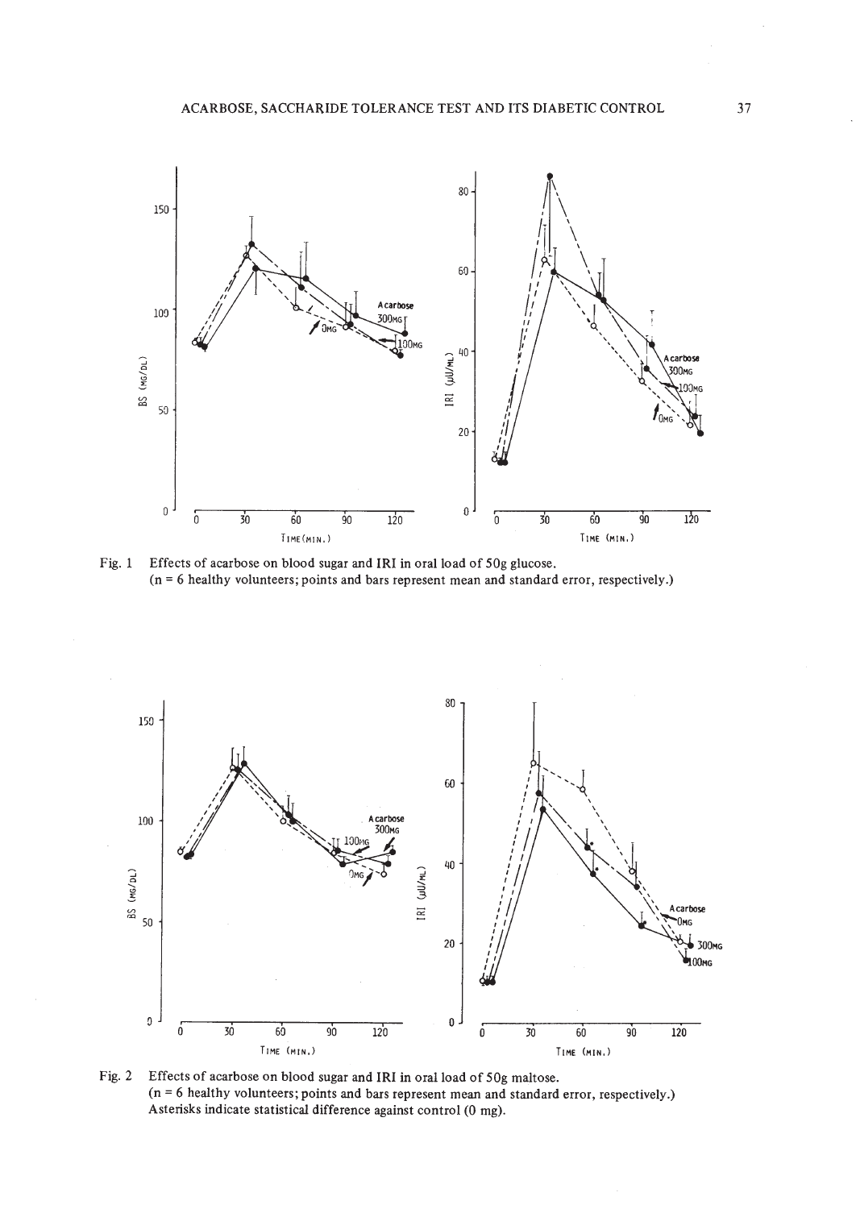Fig. 1 Effects of acarbose on blood sugar and IRI in oral load of 50g glucose.
(n = 6 healthy volunteers; points and bars represent mean and standard error, respectively.)

Fig. 2 Effects of acarbose on blood sugar and IRI in oral load of 50g maltose.
(n = 6 healthy volunteers; points and bars represent mean and standard error, respectively.)
Asterisks indicate statistical difference against control (0 mg).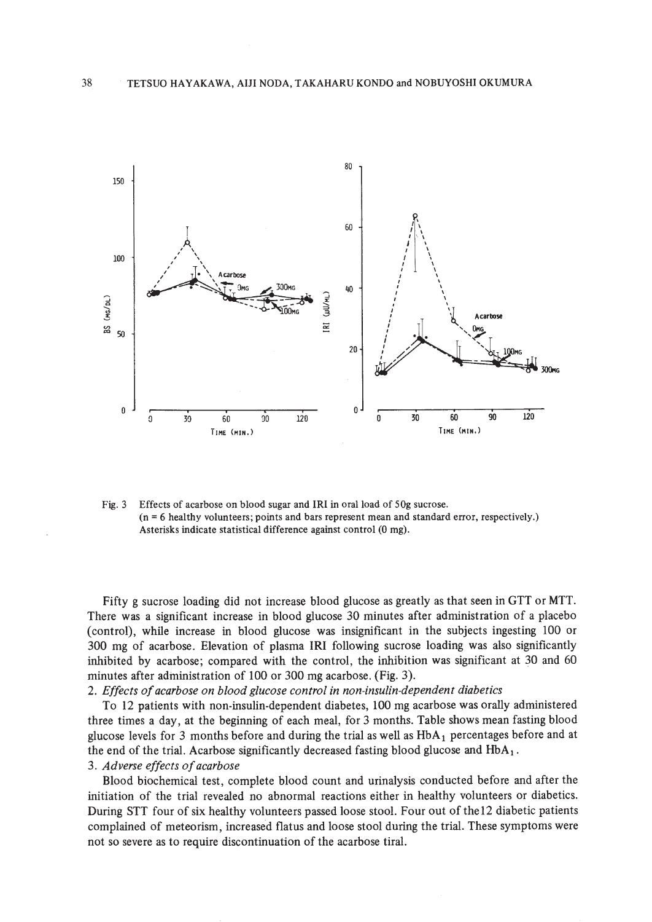Fig. 3 Effects of acarbose on blood sugar and IRI in oral load of 50g sucrose. (n = 6 healthy volunteers; points and bars represent mean and standard error, respectively.) Asterisks indicate statistical difference against control (0 mg).

Fifty g sucrose loading did not increase blood glucose as greatly as that seen in GTT or MTT. There was a significant increase in blood glucose 30 minutes after administration of a placebo (control), while increase in blood glucose was insignificant in the subjects ingesting 100 or 300 mg of acarbose. Elevation of plasma IRI following sucrose loading was also significantly inhibited by acarbose; compared with the control, the inhibition was significant at 30 and 60 minutes after administration of 100 or 300 mg acarbose. (Fig. 3).

2. *Effects of acarbose on blood glucose control in non-insulin-dependent diabetics*

To 12 patients with non-insulin-dependent diabetes, 100 mg acarbose was orally administered three times a day, at the beginning of each meal, for 3 months. Table shows mean fasting blood glucose levels for 3 months before and during the trial as well as $HbA_1$ percentages before and at the end of the trial. Acarbose significantly decreased fasting blood glucose and $HbA_1$.

3. *Adverse effects of acarbose*

Blood biochemical test, complete blood count and urinalysis conducted before and after the initiation of the trial revealed no abnormal reactions either in healthy volunteers or diabetics. During STT four of six healthy volunteers passed loose stool. Four out of the12 diabetic patients complained of meteorism, increased flatus and loose stool during the trial. These symptoms were not so severe as to require discontinuation of the acarbose tiral.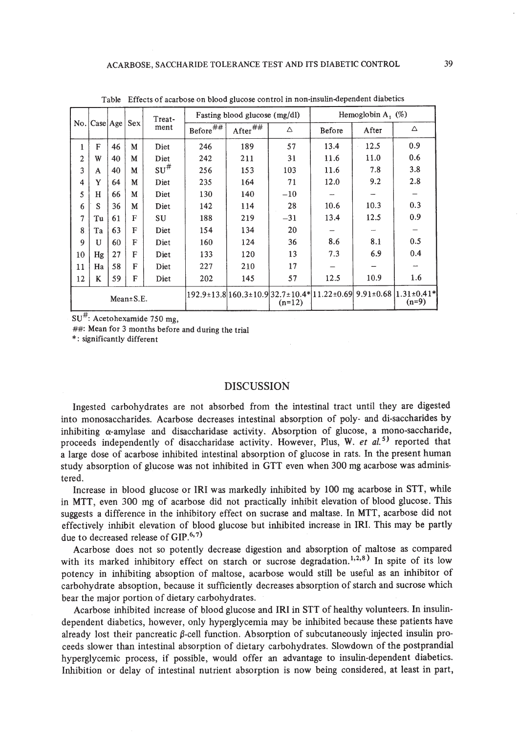Table Effects of acarbose on blood glucose control in non-insulin-dependent diabetics

| No. | Case | Age | Sex | Treat-ment | Fasting blood glucose (mg/dl) | | | Hemoglobin $A_1$ (%) | | |
|---|---|---|---|---|---|---|---|---|---|---|
| | | | | | Before## | After## | Δ | Before | After | Δ |
| 1 | F | 46 | M | Diet | 246 | 189 | 57 | 13.4 | 12.5 | 0.9 |
| 2 | W | 40 | M | Diet | 242 | 211 | 31 | 11.6 | 11.0 | 0.6 |
| 3 | A | 40 | M | SU# | 256 | 153 | 103 | 11.6 | 7.8 | 3.8 |
| 4 | Y | 64 | M | Diet | 235 | 164 | 71 | 12.0 | 9.2 | 2.8 |
| 5 | H | 66 | M | Diet | 130 | 140 | −10 | – | – | – |
| 6 | S | 36 | M | Diet | 142 | 114 | 28 | 10.6 | 10.3 | 0.3 |
| 7 | Tu | 61 | F | SU | 188 | 219 | −31 | 13.4 | 12.5 | 0.9 |
| 8 | Ta | 63 | F | Diet | 154 | 134 | 20 | – | – | – |
| 9 | U | 60 | F | Diet | 160 | 124 | 36 | 8.6 | 8.1 | 0.5 |
| 10 | Hg | 27 | F | Diet | 133 | 120 | 13 | 7.3 | 6.9 | 0.4 |
| 11 | Ha | 58 | F | Diet | 227 | 210 | 17 | – | – | – |
| 12 | K | 59 | F | Diet | 202 | 145 | 57 | 12.5 | 10.9 | 1.6 |
| Mean±S.E. | | | | | 192.9±13.8 | 160.3±10.9 | 32.7±10.4* (n=12) | 11.22±0.69 | 9.91±0.68 | 1.31±0.41* (n=9) |

SU#: Acetohexamide 750 mg,
##: Mean for 3 months before and during the trial
*: significantly different

## DISCUSSION

Ingested carbohydrates are not absorbed from the intestinal tract until they are digested into monosaccharides. Acarbose decreases intestinal absorption of poly- and di-saccharides by inhibiting α-amylase and disaccharidase activity. Absorption of glucose, a mono-saccharide, proceeds independently of disaccharidase activity. However, Plus, W. *et al.*[5] reported that a large dose of acarbose inhibited intestinal absorption of glucose in rats. In the present human study absorption of glucose was not inhibited in GTT even when 300 mg acarbose was administered.

Increase in blood glucose or IRI was markedly inhibited by 100 mg acarbose in STT, while in MTT, even 300 mg of acarbose did not practically inhibit elevation of blood glucose. This suggests a difference in the inhibitory effect on sucrase and maltase. In MTT, acarbose did not effectively inhibit elevation of blood glucose but inhibited increase in IRI. This may be partly due to decreased release of GIP.[6,7]

Acarbose does not so potently decrease digestion and absorption of maltose as compared with its marked inhibitory effect on starch or sucrose degradation.[1,2,8] In spite of its low potency in inhibiting absoption of maltose, acarbose would still be useful as an inhibitor of carbohydrate absoption, because it sufficiently decreases absorption of starch and sucrose which bear the major portion of dietary carbohydrates.

Acarbose inhibited increase of blood glucose and IRI in STT of healthy volunteers. In insulin-dependent diabetics, however, only hyperglycemia may be inhibited because these patients have already lost their pancreatic β-cell function. Absorption of subcutaneously injected insulin proceeds slower than intestinal absorption of dietary carbohydrates. Slowdown of the postprandial hyperglycemic process, if possible, would offer an advantage to insulin-dependent diabetics. Inhibition or delay of intestinal nutrient absorption is now being considered, at least in part,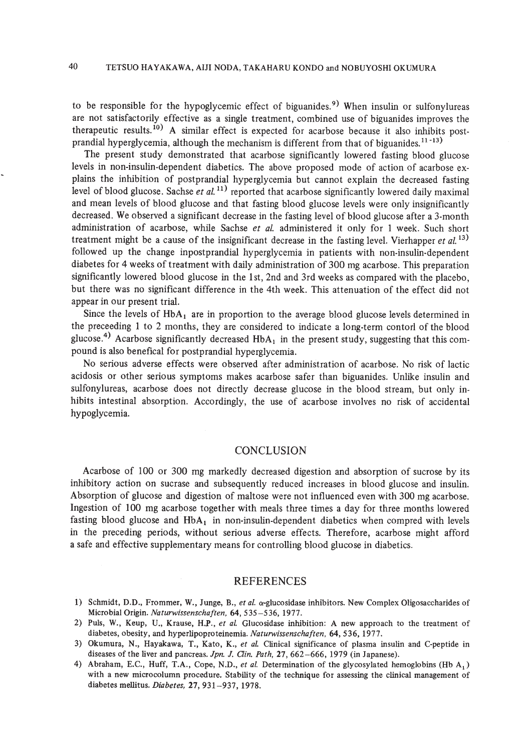to be responsible for the hypoglycemic effect of biguanides.[9] When insulin or sulfonylureas are not satisfactorily effective as a single treatment, combined use of biguanides improves the therapeutic results.[10] A similar effect is expected for acarbose because it also inhibits postprandial hyperglycemia, although the mechanism is different from that of biguanides.[11-13]

The present study demonstrated that acarbose significantly lowered fasting blood glucose levels in non-insulin-dependent diabetics. The above proposed mode of action of acarbose explains the inhibition of postprandial hyperglycemia but cannot explain the decreased fasting level of blood glucose. Sachse *et al.*[11] reported that acarbose significantly lowered daily maximal and mean levels of blood glucose and that fasting blood glucose levels were only insignificantly decreased. We observed a significant decrease in the fasting level of blood glucose after a 3-month administration of acarbose, while Sachse *et al.* administered it only for 1 week. Such short treatment might be a cause of the insignificant decrease in the fasting level. Vierhapper *et al.*[13] followed up the change inpostprandial hyperglycemia in patients with non-insulin-dependent diabetes for 4 weeks of treatment with daily administration of 300 mg acarbose. This preparation significantly lowered blood glucose in the 1st, 2nd and 3rd weeks as compared with the placebo, but there was no significant difference in the 4th week. This attenuation of the effect did not appear in our present trial.

Since the levels of $HbA_1$ are in proportion to the average blood glucose levels determined in the preceeding 1 to 2 months, they are considered to indicate a long-term contorl of the blood glucose.[4] Acarbose significantly decreased $HbA_1$ in the present study, suggesting that this compound is also benefical for postprandial hyperglycemia.

No serious adverse effects were observed after administration of acarbose. No risk of lactic acidosis or other serious symptoms makes acarbose safer than biguanides. Unlike insulin and sulfonylureas, acarbose does not directly decrease glucose in the blood stream, but only inhibits intestinal absorption. Accordingly, the use of acarbose involves no risk of accidental hypoglycemia.

## CONCLUSION

Acarbose of 100 or 300 mg markedly decreased digestion and absorption of sucrose by its inhibitory action on sucrase and subsequently reduced increases in blood glucose and insulin. Absorption of glucose and digestion of maltose were not influenced even with 300 mg acarbose. Ingestion of 100 mg acarbose together with meals three times a day for three months lowered fasting blood glucose and $HbA_1$ in non-insulin-dependent diabetics when compred with levels in the preceding periods, without serious adverse effects. Therefore, acarbose might afford a safe and effective supplementary means for controlling blood glucose in diabetics.

## REFERENCES

1) Schmidt, D.D., Frommer, W., Junge, B., *et al.* α-glucosidase inhibitors. New Complex Oligosaccharides of Microbial Origin. *Naturwissenschaften,* **64**, 535–536, 1977.
2) Puls, W., Keup, U., Krause, H.P., *et al.* Glucosidase inhibition: A new approach to the treatment of diabetes, obesity, and hyperlipoproteinemia. *Naturwissenschaften,* **64**, 536, 1977.
3) Okumura, N., Hayakawa, T., Kato, K., *et al.* Clinical significance of plasma insulin and C-peptide in diseases of the liver and pancreas. *Jpn. J. Clin. Path,* **27**, 662–666, 1979 (in Japanese).
4) Abraham, E.C., Huff, T.A., Cope, N.D., *et al.* Determination of the glycosylated hemoglobins (Hb $A_1$) with a new microcolumn procedure. Stability of the technique for assessing the clinical management of diabetes mellitus. *Diabetes,* **27**, 931–937, 1978.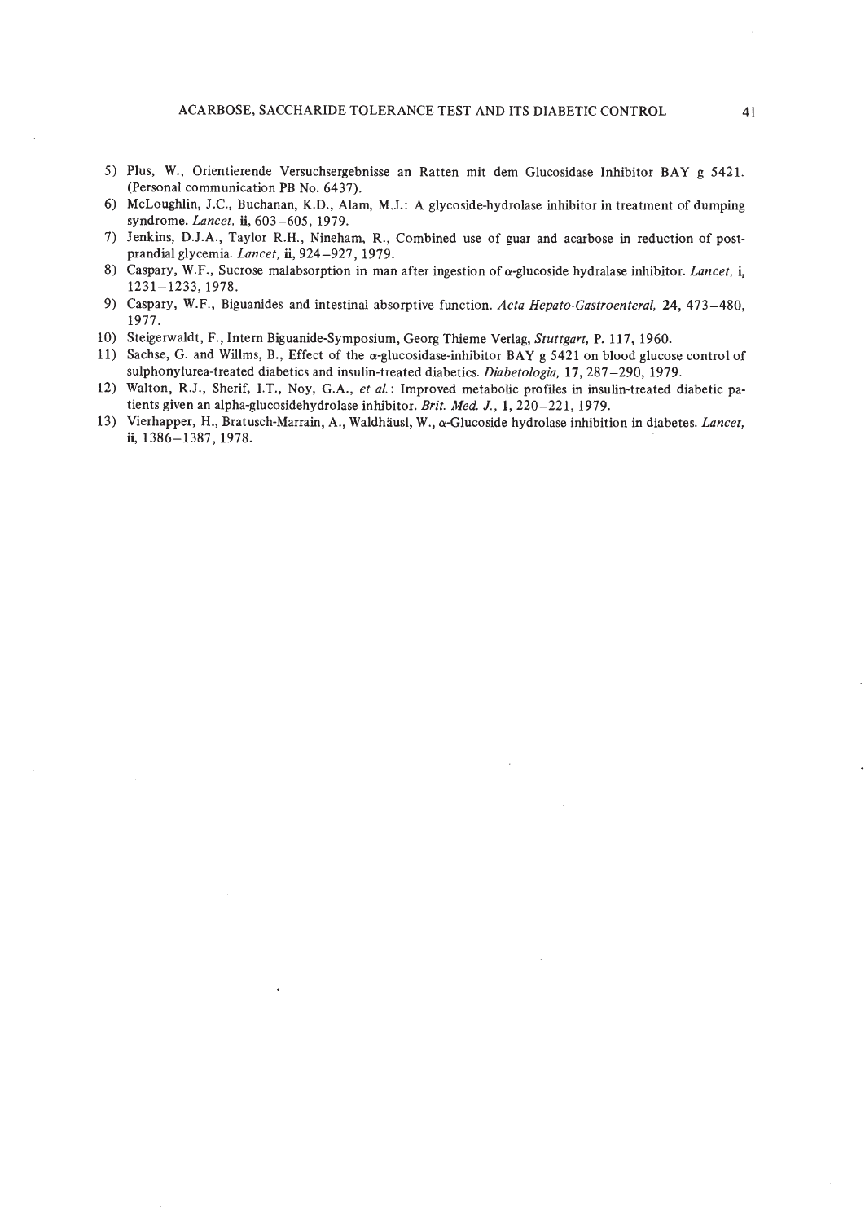5) Plus, W., Orientierende Versuchsergebnisse an Ratten mit dem Glucosidase Inhibitor BAY g 5421. (Personal communication PB No. 6437).
6) McLoughlin, J.C., Buchanan, K.D., Alam, M.J.: A glycoside-hydrolase inhibitor in treatment of dumping syndrome. *Lancet,* **ii**, 603–605, 1979.
7) Jenkins, D.J.A., Taylor R.H., Nineham, R., Combined use of guar and acarbose in reduction of postprandial glycemia. *Lancet,* **ii**, 924–927, 1979.
8) Caspary, W.F., Sucrose malabsorption in man after ingestion of α-glucoside hydralase inhibitor. *Lancet,* **i**, 1231–1233, 1978.
9) Caspary, W.F., Biguanides and intestinal absorptive function. *Acta Hepato-Gastroenteral,* **24**, 473–480, 1977.
10) Steigerwaldt, F., Intern Biguanide-Symposium, Georg Thieme Verlag, *Stuttgart,* P. 117, 1960.
11) Sachse, G. and Willms, B., Effect of the α-glucosidase-inhibitor BAY g 5421 on blood glucose control of sulphonylurea-treated diabetics and insulin-treated diabetics. *Diabetologia,* **17**, 287–290, 1979.
12) Walton, R.J., Sherif, I.T., Noy, G.A., *et al.*: Improved metabolic profiles in insulin-treated diabetic patients given an alpha-glucosidehydrolase inhibitor. *Brit. Med. J.,* **1**, 220–221, 1979.
13) Vierhapper, H., Bratusch-Marrain, A., Waldhäusl, W., α-Glucoside hydrolase inhibition in diabetes. *Lancet,* **ii**, 1386–1387, 1978.